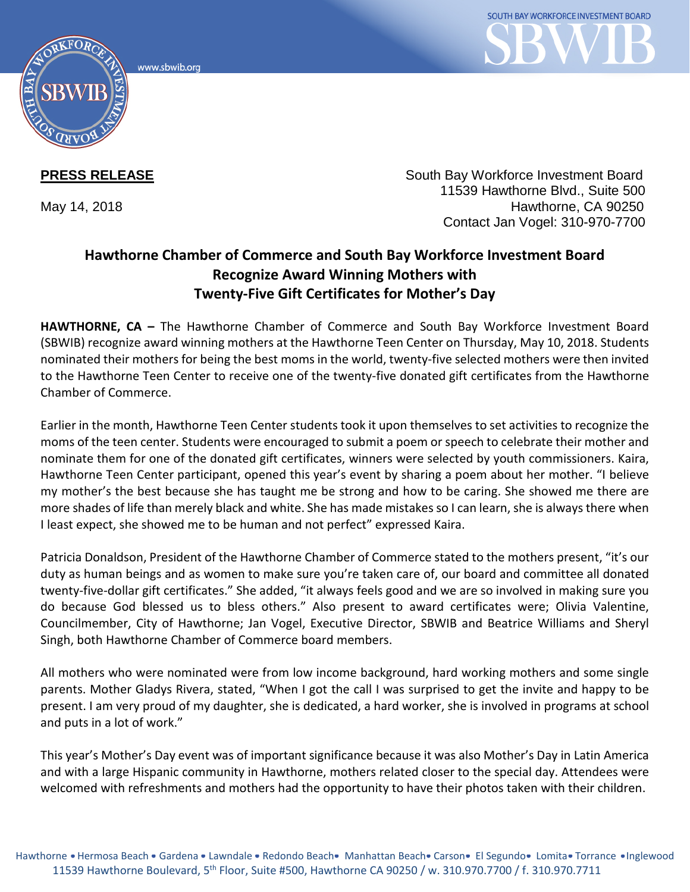**PRESS RELEASE**

May 14, 2018

South Bay Workforce Investment Board
11539 Hawthorne Blvd., Suite 500
Hawthorne, CA 90250
Contact Jan Vogel: 310-970-7700

# Hawthorne Chamber of Commerce and South Bay Workforce Investment Board Recognize Award Winning Mothers with Twenty-Five Gift Certificates for Mother's Day

**HAWTHORNE, CA –** The Hawthorne Chamber of Commerce and South Bay Workforce Investment Board (SBWIB) recognize award winning mothers at the Hawthorne Teen Center on Thursday, May 10, 2018. Students nominated their mothers for being the best moms in the world, twenty-five selected mothers were then invited to the Hawthorne Teen Center to receive one of the twenty-five donated gift certificates from the Hawthorne Chamber of Commerce.

Earlier in the month, Hawthorne Teen Center students took it upon themselves to set activities to recognize the moms of the teen center. Students were encouraged to submit a poem or speech to celebrate their mother and nominate them for one of the donated gift certificates, winners were selected by youth commissioners. Kaira, Hawthorne Teen Center participant, opened this year's event by sharing a poem about her mother. "I believe my mother's the best because she has taught me be strong and how to be caring. She showed me there are more shades of life than merely black and white. She has made mistakes so I can learn, she is always there when I least expect, she showed me to be human and not perfect" expressed Kaira.

Patricia Donaldson, President of the Hawthorne Chamber of Commerce stated to the mothers present, "it's our duty as human beings and as women to make sure you're taken care of, our board and committee all donated twenty-five-dollar gift certificates." She added, "it always feels good and we are so involved in making sure you do because God blessed us to bless others." Also present to award certificates were; Olivia Valentine, Councilmember, City of Hawthorne; Jan Vogel, Executive Director, SBWIB and Beatrice Williams and Sheryl Singh, both Hawthorne Chamber of Commerce board members.

All mothers who were nominated were from low income background, hard working mothers and some single parents. Mother Gladys Rivera, stated, "When I got the call I was surprised to get the invite and happy to be present. I am very proud of my daughter, she is dedicated, a hard worker, she is involved in programs at school and puts in a lot of work."

This year's Mother's Day event was of important significance because it was also Mother's Day in Latin America and with a large Hispanic community in Hawthorne, mothers related closer to the special day. Attendees were welcomed with refreshments and mothers had the opportunity to have their photos taken with their children.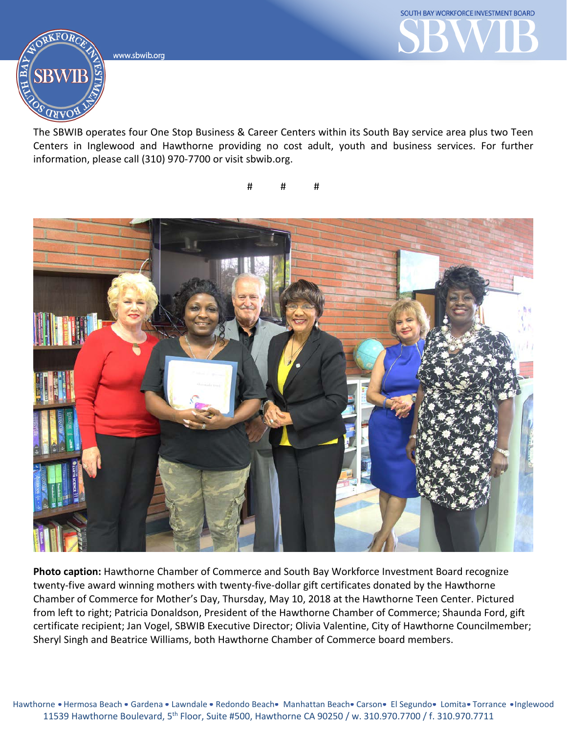The SBWIB operates four One Stop Business & Career Centers within its South Bay service area plus two Teen Centers in Inglewood and Hawthorne providing no cost adult, youth and business services. For further information, please call (310) 970-7700 or visit sbwib.org.

\# # #

**Photo caption:** Hawthorne Chamber of Commerce and South Bay Workforce Investment Board recognize twenty-five award winning mothers with twenty-five-dollar gift certificates donated by the Hawthorne Chamber of Commerce for Mother's Day, Thursday, May 10, 2018 at the Hawthorne Teen Center. Pictured from left to right; Patricia Donaldson, President of the Hawthorne Chamber of Commerce; Shaunda Ford, gift certificate recipient; Jan Vogel, SBWIB Executive Director; Olivia Valentine, City of Hawthorne Councilmember; Sheryl Singh and Beatrice Williams, both Hawthorne Chamber of Commerce board members.